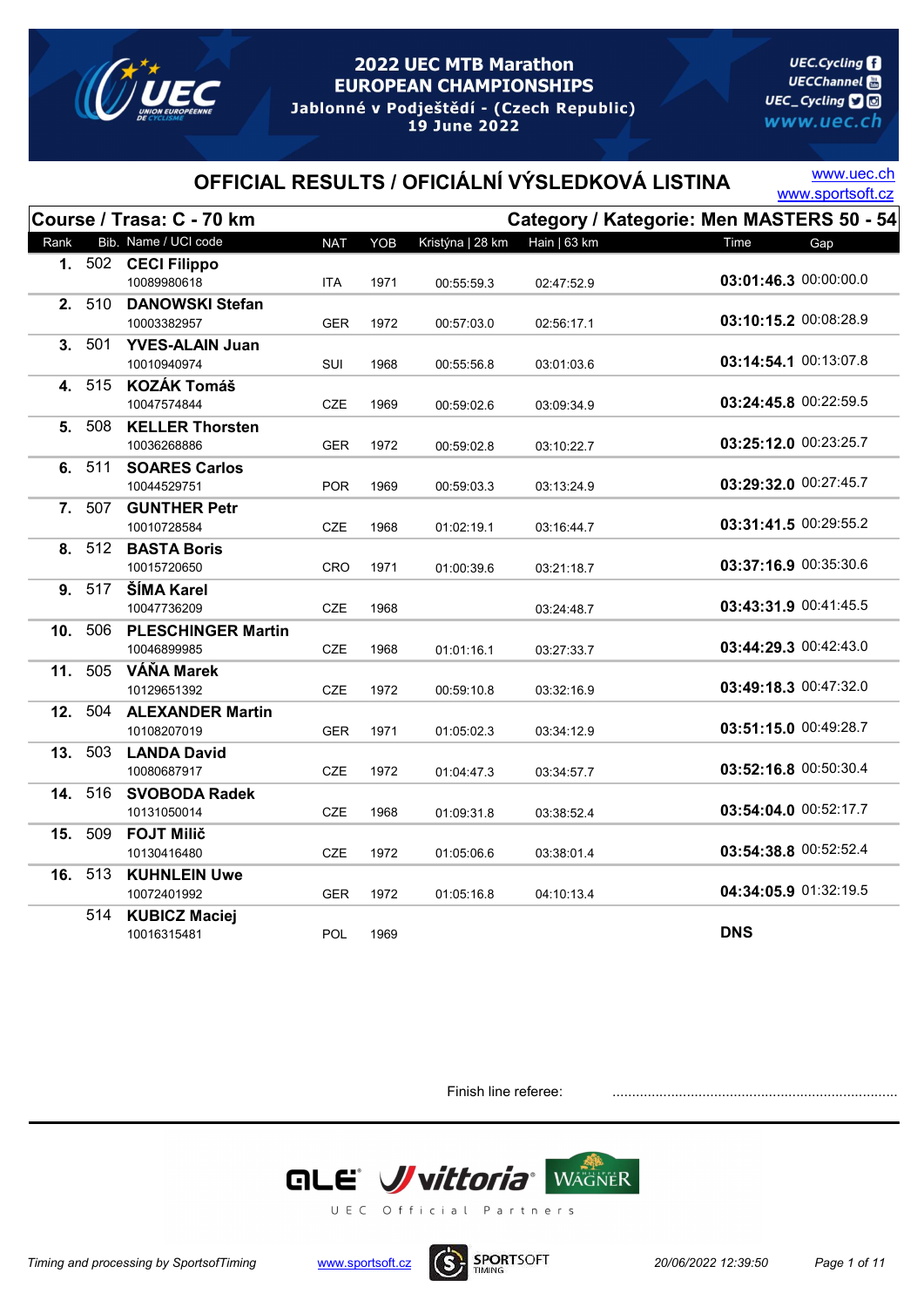# 2022 UEC MTB Marathon EUROPEAN CHAMPIONSHIPS

Jablonné v Podještědí - (Czech Republic)
19 June 2022

UEC.Cycling
UECChannel
UEC_Cycling
www.uec.ch

## OFFICIAL RESULTS / OFICIÁLNÍ VÝSLEDKOVÁ LISTINA

www.uec.ch
www.sportsoft.cz

**Course / Trasa: C - 70 km** — **Category / Kategorie: Men MASTERS 50 - 54**

| Rank | Bib. | Name / UCI code | NAT | YOB | Kristýna \| 28 km | Hain \| 63 km | Time | Gap |
|---|---|---|---|---|---|---|---|---|
| 1. | 502 | **CECI Filippo** 10089980618 | ITA | 1971 | 00:55:59.3 | 02:47:52.9 | **03:01:46.3** | 00:00:00.0 |
| 2. | 510 | **DANOWSKI Stefan** 10003382957 | GER | 1972 | 00:57:03.0 | 02:56:17.1 | **03:10:15.2** | 00:08:28.9 |
| 3. | 501 | **YVES-ALAIN Juan** 10010940974 | SUI | 1968 | 00:55:56.8 | 03:01:03.6 | **03:14:54.1** | 00:13:07.8 |
| 4. | 515 | **KOZÁK Tomáš** 10047574844 | CZE | 1969 | 00:59:02.6 | 03:09:34.9 | **03:24:45.8** | 00:22:59.5 |
| 5. | 508 | **KELLER Thorsten** 10036268886 | GER | 1972 | 00:59:02.8 | 03:10:22.7 | **03:25:12.0** | 00:23:25.7 |
| 6. | 511 | **SOARES Carlos** 10044529751 | POR | 1969 | 00:59:03.3 | 03:13:24.9 | **03:29:32.0** | 00:27:45.7 |
| 7. | 507 | **GUNTHER Petr** 10010728584 | CZE | 1968 | 01:02:19.1 | 03:16:44.7 | **03:31:41.5** | 00:29:55.2 |
| 8. | 512 | **BASTA Boris** 10015720650 | CRO | 1971 | 01:00:39.6 | 03:21:18.7 | **03:37:16.9** | 00:35:30.6 |
| 9. | 517 | **ŠÍMA Karel** 10047736209 | CZE | 1968 | | 03:24:48.7 | **03:43:31.9** | 00:41:45.5 |
| 10. | 506 | **PLESCHINGER Martin** 10046899985 | CZE | 1968 | 01:01:16.1 | 03:27:33.7 | **03:44:29.3** | 00:42:43.0 |
| 11. | 505 | **VÁŇA Marek** 10129651392 | CZE | 1972 | 00:59:10.8 | 03:32:16.9 | **03:49:18.3** | 00:47:32.0 |
| 12. | 504 | **ALEXANDER Martin** 10108207019 | GER | 1971 | 01:05:02.3 | 03:34:12.9 | **03:51:15.0** | 00:49:28.7 |
| 13. | 503 | **LANDA David** 10080687917 | CZE | 1972 | 01:04:47.3 | 03:34:57.7 | **03:52:16.8** | 00:50:30.4 |
| 14. | 516 | **SVOBODA Radek** 10131050014 | CZE | 1968 | 01:09:31.8 | 03:38:52.4 | **03:54:04.0** | 00:52:17.7 |
| 15. | 509 | **FOJT Milič** 10130416480 | CZE | 1972 | 01:05:06.6 | 03:38:01.4 | **03:54:38.8** | 00:52:52.4 |
| 16. | 513 | **KUHNLEIN Uwe** 10072401992 | GER | 1972 | 01:05:16.8 | 04:10:13.4 | **04:34:05.9** | 01:32:19.5 |
| | 514 | **KUBICZ Maciej** 10016315481 | POL | 1969 | | | **DNS** | |

Finish line referee: ........................................................................

UEC Official Partners

*Timing and processing by SportsofTiming* www.sportsoft.cz *20/06/2022 12:39:50*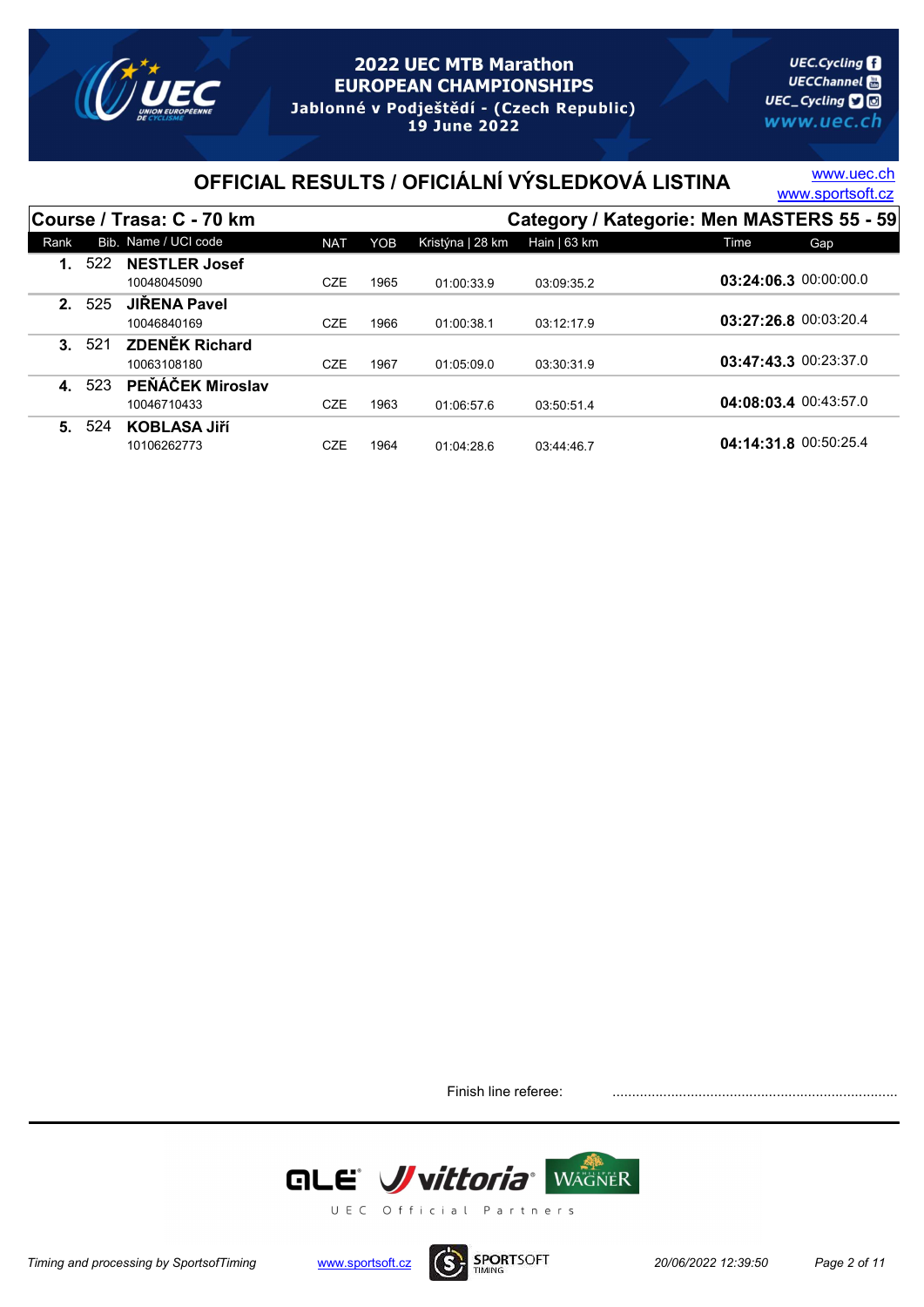# 2022 UEC MTB Marathon EUROPEAN CHAMPIONSHIPS

Jablonné v Podještědí - (Czech Republic)
19 June 2022

## OFFICIAL RESULTS / OFICIÁLNÍ VÝSLEDKOVÁ LISTINA

www.uec.ch
www.sportsoft.cz

**Course / Trasa: C - 70 km** — **Category / Kategorie: Men MASTERS 55 - 59**

| Rank | Bib. | Name / UCI code | NAT | YOB | Kristýna \| 28 km | Hain \| 63 km | Time | Gap |
|---|---|---|---|---|---|---|---|---|
| 1. | 522 | **NESTLER Josef** 10048045090 | CZE | 1965 | 01:00:33.9 | 03:09:35.2 | **03:24:06.3** | 00:00:00.0 |
| 2. | 525 | **JIŘENA Pavel** 10046840169 | CZE | 1966 | 01:00:38.1 | 03:12:17.9 | **03:27:26.8** | 00:03:20.4 |
| 3. | 521 | **ZDENĚK Richard** 10063108180 | CZE | 1967 | 01:05:09.0 | 03:30:31.9 | **03:47:43.3** | 00:23:37.0 |
| 4. | 523 | **PEŇÁČEK Miroslav** 10046710433 | CZE | 1963 | 01:06:57.6 | 03:50:51.4 | **04:08:03.4** | 00:43:57.0 |
| 5. | 524 | **KOBLASA Jiří** 10106262773 | CZE | 1964 | 01:04:28.6 | 03:44:46.7 | **04:14:31.8** | 00:50:25.4 |

Finish line referee: ........................................................................

UEC Official Partners

*Timing and processing by SportsofTiming* www.sportsoft.cz *20/06/2022 12:39:50*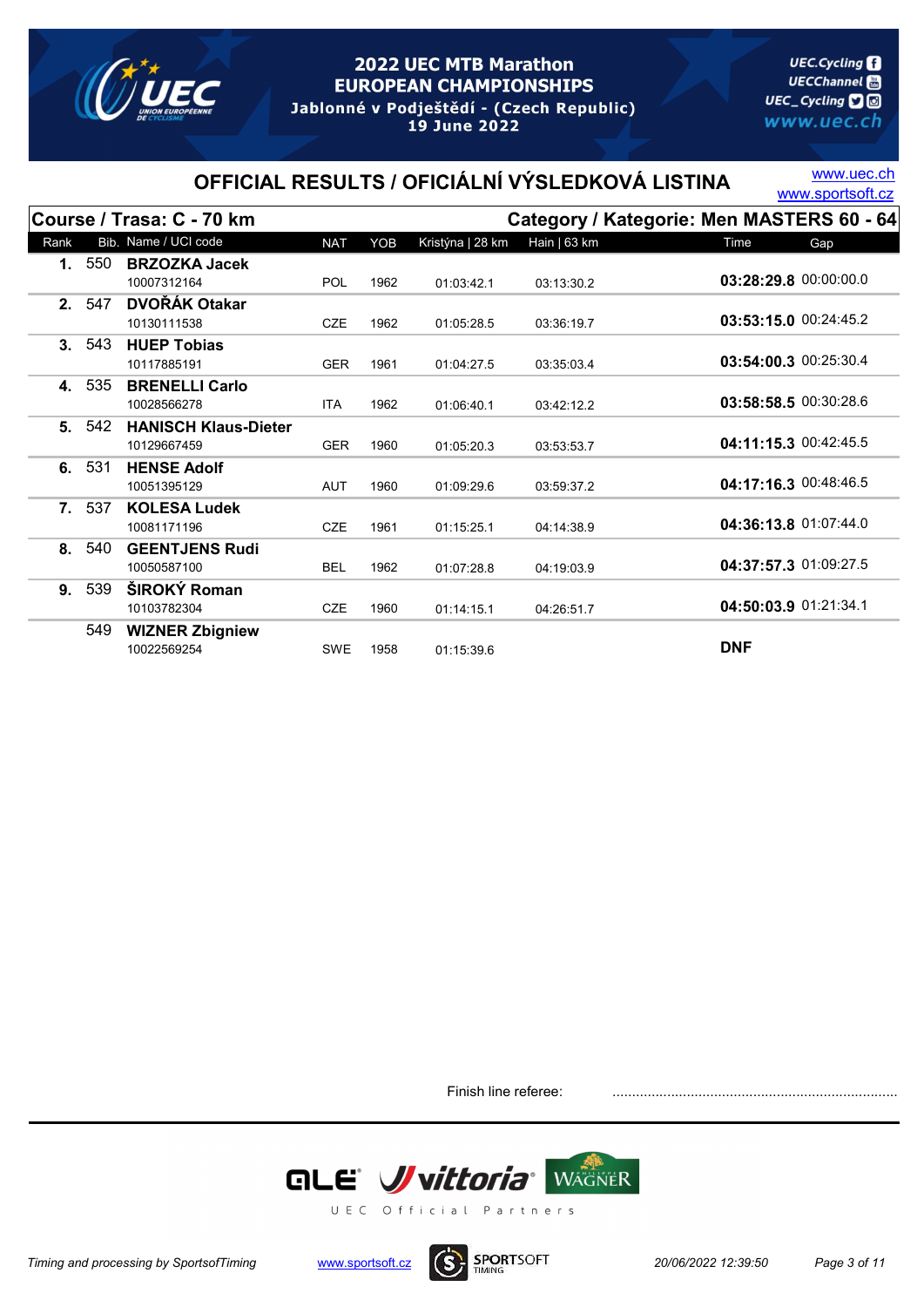# 2022 UEC MTB Marathon EUROPEAN CHAMPIONSHIPS

Jablonné v Podještědí - (Czech Republic)
19 June 2022

UEC.Cycling
UECChannel
UEC_Cycling
www.uec.ch

## OFFICIAL RESULTS / OFICIÁLNÍ VÝSLEDKOVÁ LISTINA

www.uec.ch
www.sportsoft.cz

**Course / Trasa: C - 70 km** — **Category / Kategorie: Men MASTERS 60 - 64**

| Rank | Bib. | Name / UCI code | NAT | YOB | Kristýna \| 28 km | Hain \| 63 km | Time | Gap |
|---|---|---|---|---|---|---|---|---|
| **1.** | 550 | **BRZOZKA Jacek** 10007312164 | POL | 1962 | 01:03:42.1 | 03:13:30.2 | **03:28:29.8** | 00:00:00.0 |
| **2.** | 547 | **DVOŘÁK Otakar** 10130111538 | CZE | 1962 | 01:05:28.5 | 03:36:19.7 | **03:53:15.0** | 00:24:45.2 |
| **3.** | 543 | **HUEP Tobias** 10117885191 | GER | 1961 | 01:04:27.5 | 03:35:03.4 | **03:54:00.3** | 00:25:30.4 |
| **4.** | 535 | **BRENELLI Carlo** 10028566278 | ITA | 1962 | 01:06:40.1 | 03:42:12.2 | **03:58:58.5** | 00:30:28.6 |
| **5.** | 542 | **HANISCH Klaus-Dieter** 10129667459 | GER | 1960 | 01:05:20.3 | 03:53:53.7 | **04:11:15.3** | 00:42:45.5 |
| **6.** | 531 | **HENSE Adolf** 10051395129 | AUT | 1960 | 01:09:29.6 | 03:59:37.2 | **04:17:16.3** | 00:48:46.5 |
| **7.** | 537 | **KOLESA Ludek** 10081171196 | CZE | 1961 | 01:15:25.1 | 04:14:38.9 | **04:36:13.8** | 01:07:44.0 |
| **8.** | 540 | **GEENTJENS Rudi** 10050587100 | BEL | 1962 | 01:07:28.8 | 04:19:03.9 | **04:37:57.3** | 01:09:27.5 |
| **9.** | 539 | **ŠIROKÝ Roman** 10103782304 | CZE | 1960 | 01:14:15.1 | 04:26:51.7 | **04:50:03.9** | 01:21:34.1 |
| | 549 | **WIZNER Zbigniew** 10022569254 | SWE | 1958 | 01:15:39.6 | | **DNF** | |

Finish line referee: ........................................................................

UEC Official Partners: ALE, vittoria, WAGNER

*Timing and processing by SportsofTiming* www.sportsoft.cz SPORTSOFT TIMING *20/06/2022 12:39:50*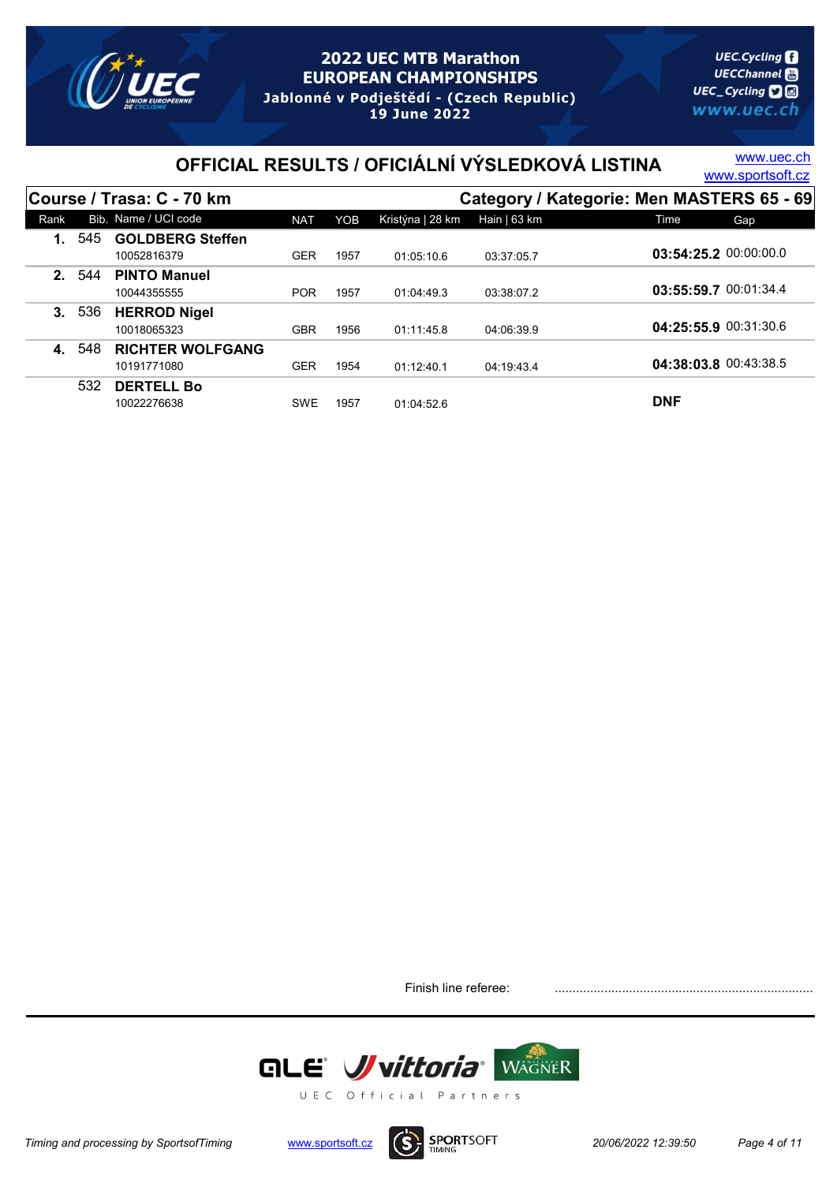# 2022 UEC MTB Marathon EUROPEAN CHAMPIONSHIPS

Jablonné v Podještědí - (Czech Republic)
19 June 2022

## OFFICIAL RESULTS / OFICIÁLNÍ VÝSLEDKOVÁ LISTINA

www.uec.ch
www.sportsoft.cz

**Course / Trasa: C - 70 km** — **Category / Kategorie: Men MASTERS 65 - 69**

| Rank | Bib. | Name / UCI code | NAT | YOB | Kristýna \| 28 km | Hain \| 63 km | Time | Gap |
|---|---|---|---|---|---|---|---|---|
| **1.** | 545 | **GOLDBERG Steffen** 10052816379 | GER | 1957 | 01:05:10.6 | 03:37:05.7 | **03:54:25.2** | 00:00:00.0 |
| **2.** | 544 | **PINTO Manuel** 10044355555 | POR | 1957 | 01:04:49.3 | 03:38:07.2 | **03:55:59.7** | 00:01:34.4 |
| **3.** | 536 | **HERROD Nigel** 10018065323 | GBR | 1956 | 01:11:45.8 | 04:06:39.9 | **04:25:55.9** | 00:31:30.6 |
| **4.** | 548 | **RICHTER WOLFGANG** 10191771080 | GER | 1954 | 01:12:40.1 | 04:19:43.4 | **04:38:03.8** | 00:43:38.5 |
| | 532 | **DERTELL Bo** 10022276638 | SWE | 1957 | 01:04:52.6 | | **DNF** | |

Finish line referee: ........................................................................

UEC Official Partners

Timing and processing by SportsofTiming — www.sportsoft.cz — 20/06/2022 12:39:50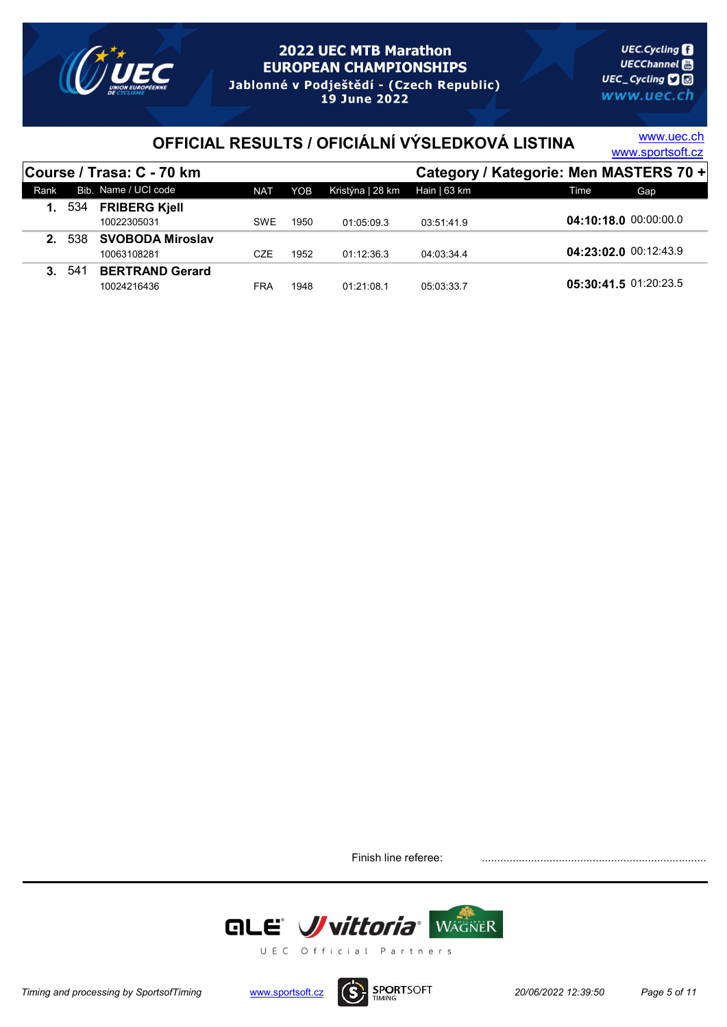# 2022 UEC MTB Marathon EUROPEAN CHAMPIONSHIPS

**Jablonné v Podještědí - (Czech Republic)**
**19 June 2022**

## OFFICIAL RESULTS / OFICIÁLNÍ VÝSLEDKOVÁ LISTINA

www.uec.ch
www.sportsoft.cz

**Course / Trasa: C - 70 km** — **Category / Kategorie: Men MASTERS 70 +**

| Rank | Bib. | Name / UCI code | NAT | YOB | Kristýna \| 28 km | Hain \| 63 km | Time | Gap |
|---|---|---|---|---|---|---|---|---|
| **1.** | 534 | **FRIBERG Kjell** 10022305031 | SWE | 1950 | 01:05:09.3 | 03:51:41.9 | **04:10:18.0** | 00:00:00.0 |
| **2.** | 538 | **SVOBODA Miroslav** 10063108281 | CZE | 1952 | 01:12:36.3 | 04:03:34.4 | **04:23:02.0** | 00:12:43.9 |
| **3.** | 541 | **BERTRAND Gerard** 10024216436 | FRA | 1948 | 01:21:08.1 | 05:03:33.7 | **05:30:41.5** | 01:20:23.5 |

Finish line referee: ........................................................................

UEC Official Partners

*Timing and processing by SportsofTiming* — www.sportsoft.cz — *20/06/2022 12:39:50*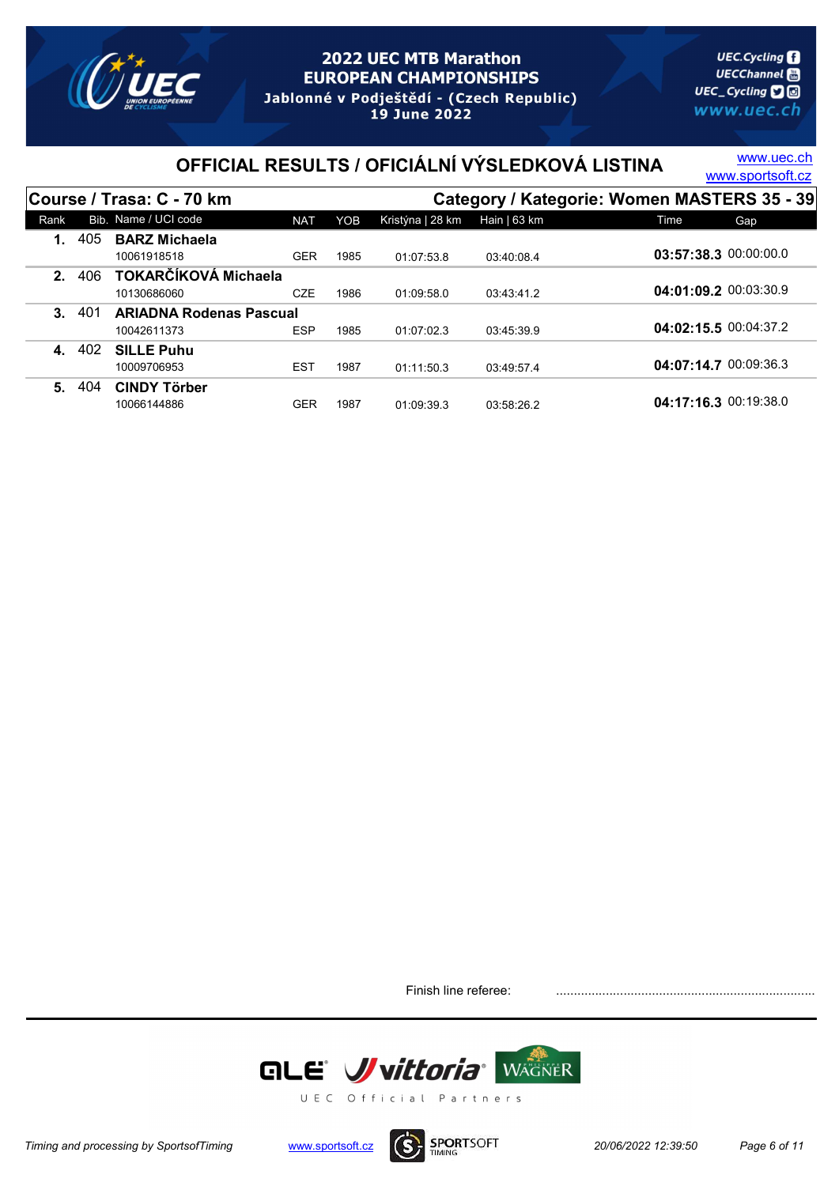# 2022 UEC MTB Marathon EUROPEAN CHAMPIONSHIPS

Jablonné v Podještědí - (Czech Republic)
19 June 2022

## OFFICIAL RESULTS / OFICIÁLNÍ VÝSLEDKOVÁ LISTINA

www.uec.ch
www.sportsoft.cz

**Course / Trasa: C - 70 km** — **Category / Kategorie: Women MASTERS 35 - 39**

| Rank | Bib. | Name / UCI code | NAT | YOB | Kristýna \| 28 km | Hain \| 63 km | Time | Gap |
|---|---|---|---|---|---|---|---|---|
| **1.** | 405 | **BARZ Michaela**<br>10061918518 | GER | 1985 | 01:07:53.8 | 03:40:08.4 | **03:57:38.3** | 00:00:00.0 |
| **2.** | 406 | **TOKARČÍKOVÁ Michaela**<br>10130686060 | CZE | 1986 | 01:09:58.0 | 03:43:41.2 | **04:01:09.2** | 00:03:30.9 |
| **3.** | 401 | **ARIADNA Rodenas Pascual**<br>10042611373 | ESP | 1985 | 01:07:02.3 | 03:45:39.9 | **04:02:15.5** | 00:04:37.2 |
| **4.** | 402 | **SILLE Puhu**<br>10009706953 | EST | 1987 | 01:11:50.3 | 03:49:57.4 | **04:07:14.7** | 00:09:36.3 |
| **5.** | 404 | **CINDY Törber**<br>10066144886 | GER | 1987 | 01:09:39.3 | 03:58:26.2 | **04:17:16.3** | 00:19:38.0 |

Finish line referee: ........................................................................

UEC Official Partners

*Timing and processing by SportsofTiming* www.sportsoft.cz *20/06/2022 12:39:50*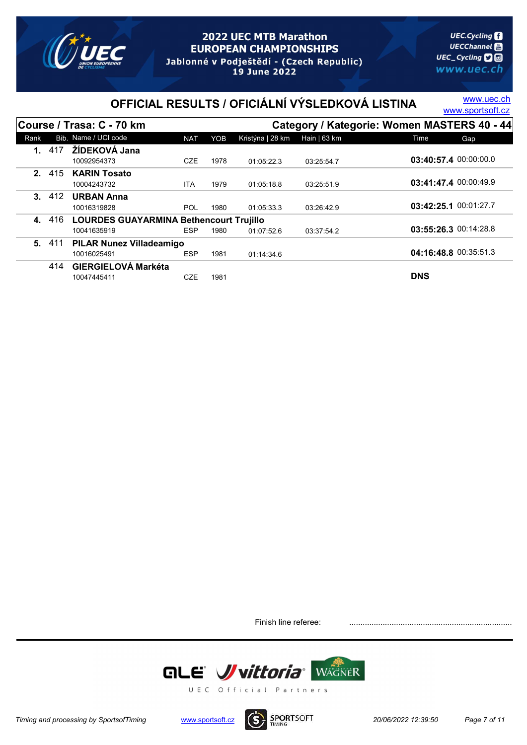# 2022 UEC MTB Marathon EUROPEAN CHAMPIONSHIPS

Jablonné v Podještědí - (Czech Republic)
19 June 2022

UEC.Cycling
UECChannel
UEC_Cycling
www.uec.ch

## OFFICIAL RESULTS / OFICIÁLNÍ VÝSLEDKOVÁ LISTINA

www.uec.ch
www.sportsoft.cz

**Course / Trasa: C - 70 km** — **Category / Kategorie: Women MASTERS 40 - 44**

| Rank | Bib. | Name / UCI code | NAT | YOB | Kristýna \| 28 km | Hain \| 63 km | Time | Gap |
|---|---|---|---|---|---|---|---|---|
| **1.** | 417 | **ŽÍDEKOVÁ Jana** 10092954373 | CZE | 1978 | 01:05:22.3 | 03:25:54.7 | **03:40:57.4** | 00:00:00.0 |
| **2.** | 415 | **KARIN Tosato** 10004243732 | ITA | 1979 | 01:05:18.8 | 03:25:51.9 | **03:41:47.4** | 00:00:49.9 |
| **3.** | 412 | **URBAN Anna** 10016319828 | POL | 1980 | 01:05:33.3 | 03:26:42.9 | **03:42:25.1** | 00:01:27.7 |
| **4.** | 416 | **LOURDES GUAYARMINA Bethencourt Trujillo** 10041635919 | ESP | 1980 | 01:07:52.6 | 03:37:54.2 | **03:55:26.3** | 00:14:28.8 |
| **5.** | 411 | **PILAR Nunez Villadeamigo** 10016025491 | ESP | 1981 | 01:14:34.6 | | **04:16:48.8** | 00:35:51.3 |
| | 414 | **GIERGIELOVÁ Markéta** 10047445411 | CZE | 1981 | | | **DNS** | |

Finish line referee: ........................................................................

UEC Official Partners

*Timing and processing by SportsofTiming* www.sportsoft.cz *20/06/2022 12:39:50*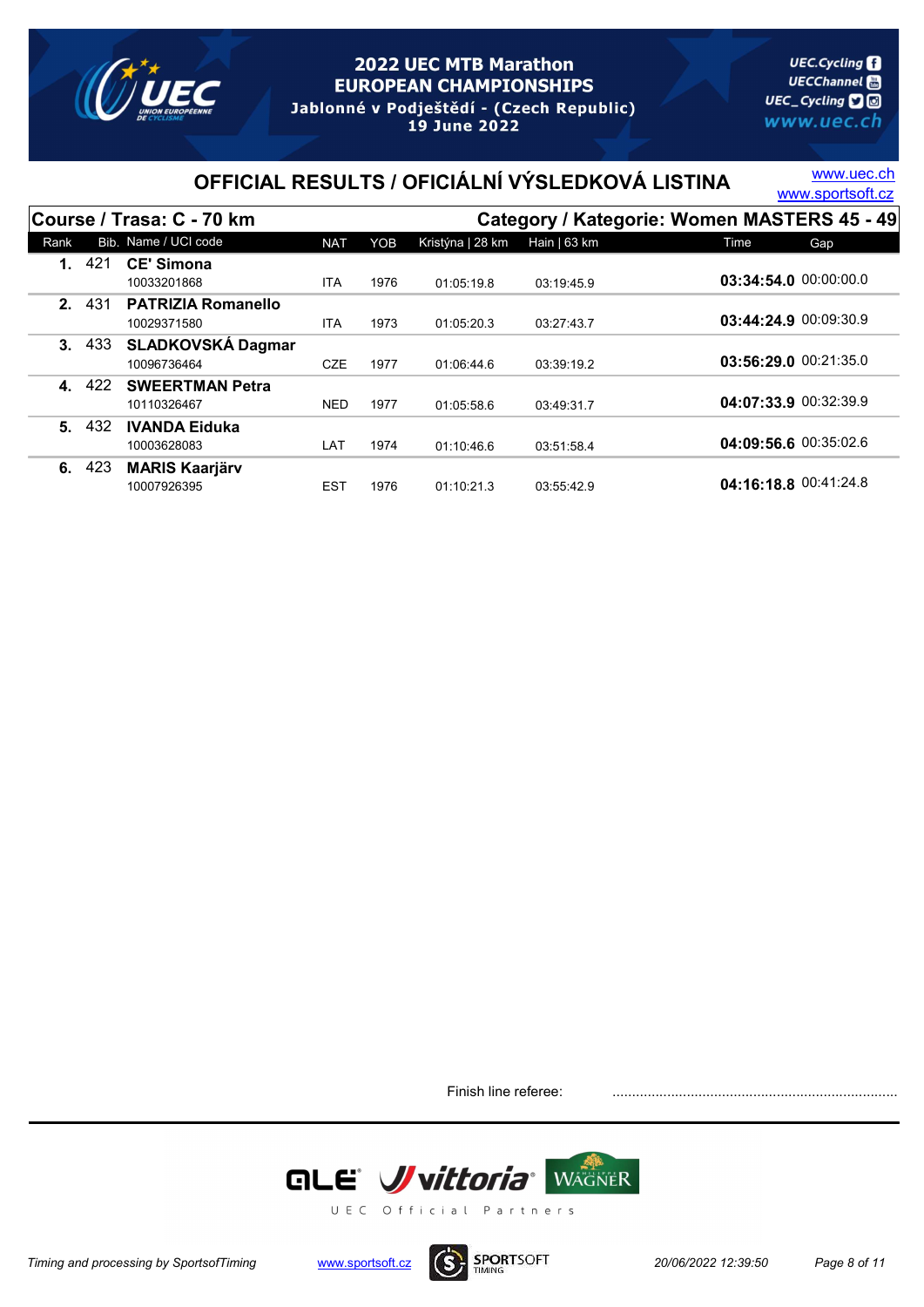# 2022 UEC MTB Marathon EUROPEAN CHAMPIONSHIPS

Jablonné v Podještědí - (Czech Republic)
19 June 2022

## OFFICIAL RESULTS / OFICIÁLNÍ VÝSLEDKOVÁ LISTINA

www.uec.ch
www.sportsoft.cz

**Course / Trasa: C - 70 km** — **Category / Kategorie: Women MASTERS 45 - 49**

| Rank | Bib. | Name / UCI code | NAT | YOB | Kristýna \| 28 km | Hain \| 63 km | Time | Gap |
|---|---|---|---|---|---|---|---|---|
| **1.** | 421 | **CE' Simona**<br>10033201868 | ITA | 1976 | 01:05:19.8 | 03:19:45.9 | **03:34:54.0** | 00:00:00.0 |
| **2.** | 431 | **PATRIZIA Romanello**<br>10029371580 | ITA | 1973 | 01:05:20.3 | 03:27:43.7 | **03:44:24.9** | 00:09:30.9 |
| **3.** | 433 | **SLADKOVSKÁ Dagmar**<br>10096736464 | CZE | 1977 | 01:06:44.6 | 03:39:19.2 | **03:56:29.0** | 00:21:35.0 |
| **4.** | 422 | **SWEERTMAN Petra**<br>10110326467 | NED | 1977 | 01:05:58.6 | 03:49:31.7 | **04:07:33.9** | 00:32:39.9 |
| **5.** | 432 | **IVANDA Eiduka**<br>10003628083 | LAT | 1974 | 01:10:46.6 | 03:51:58.4 | **04:09:56.6** | 00:35:02.6 |
| **6.** | 423 | **MARIS Kaarjärv**<br>10007926395 | EST | 1976 | 01:10:21.3 | 03:55:42.9 | **04:16:18.8** | 00:41:24.8 |

Finish line referee: ........................................................................

UEC Official Partners

*Timing and processing by SportsofTiming* www.sportsoft.cz *20/06/2022 12:39:50*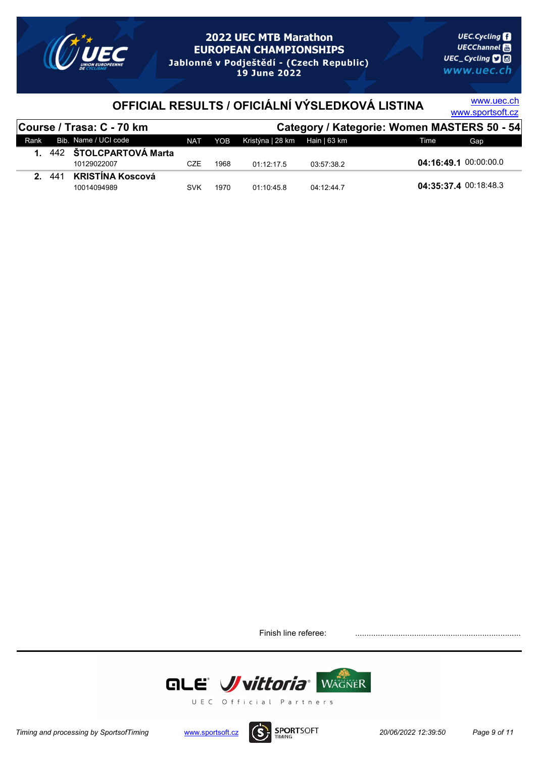# 2022 UEC MTB Marathon EUROPEAN CHAMPIONSHIPS

Jablonné v Podještědí - (Czech Republic)
19 June 2022

## OFFICIAL RESULTS / OFICIÁLNÍ VÝSLEDKOVÁ LISTINA

www.uec.ch
www.sportsoft.cz

**Course / Trasa: C - 70 km** | **Category / Kategorie: Women MASTERS 50 - 54**

| Rank | Bib. | Name / UCI code | NAT | YOB | Kristýna \| 28 km | Hain \| 63 km | Time | Gap |
|---|---|---|---|---|---|---|---|---|
| **1.** | 442 | **ŠTOLCPARTOVÁ Marta** 10129022007 | CZE | 1968 | 01:12:17.5 | 03:57:38.2 | **04:16:49.1** | 00:00:00.0 |
| **2.** | 441 | **KRISTÍNA Koscová** 10014094989 | SVK | 1970 | 01:10:45.8 | 04:12:44.7 | **04:35:37.4** | 00:18:48.3 |

Finish line referee: ........................................................................

UEC Official Partners

*Timing and processing by SportsofTiming* www.sportsoft.cz *20/06/2022 12:39:50*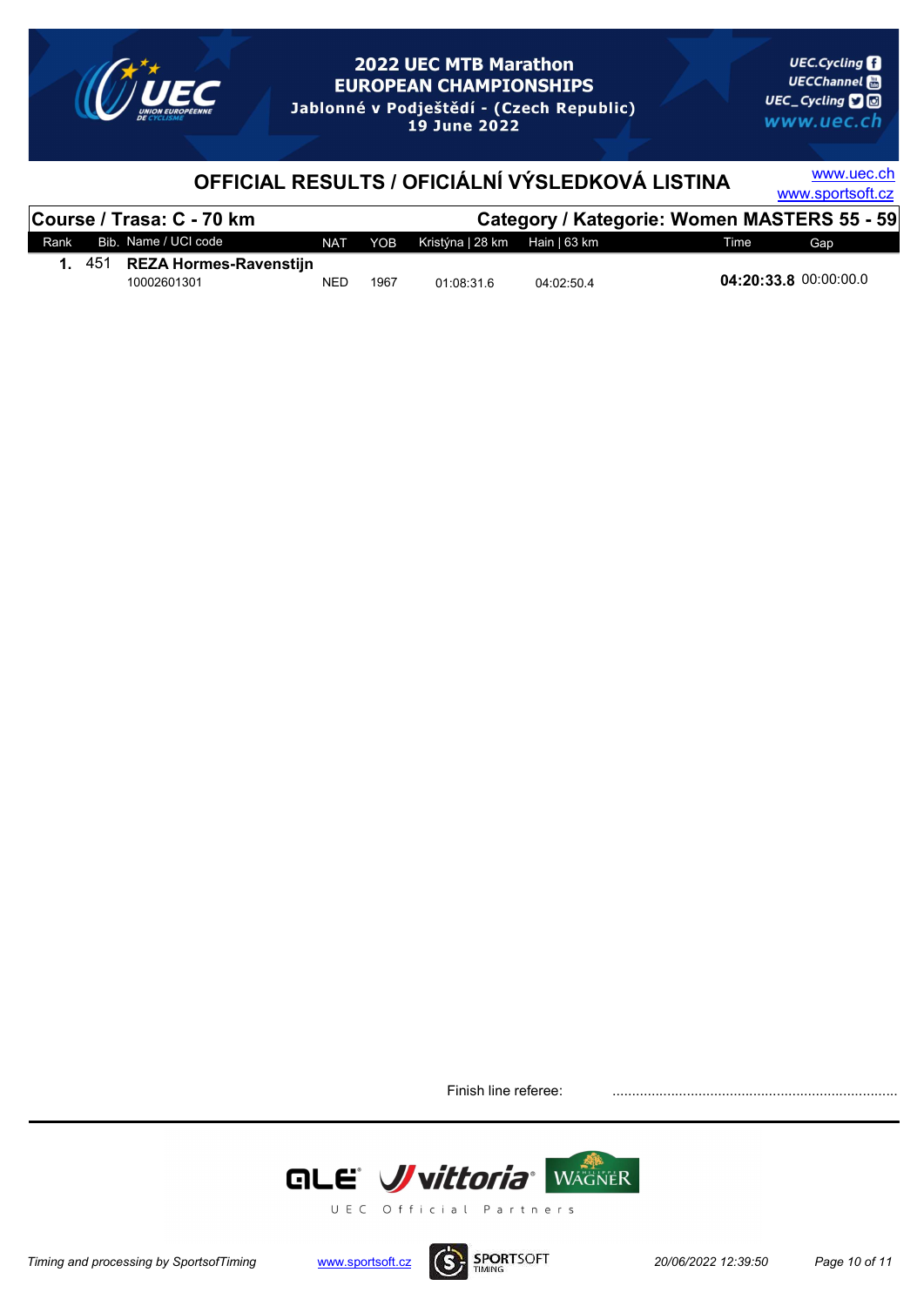# 2022 UEC MTB Marathon EUROPEAN CHAMPIONSHIPS

Jablonné v Podještědí - (Czech Republic)
19 June 2022

UEC.Cycling
UECChannel
UEC_Cycling
www.uec.ch

## OFFICIAL RESULTS / OFICIÁLNÍ VÝSLEDKOVÁ LISTINA

www.uec.ch
www.sportsoft.cz

**Course / Trasa: C - 70 km** **Category / Kategorie: Women MASTERS 55 - 59**

| Rank | Bib. | Name / UCI code | NAT | YOB | Kristýna \| 28 km | Hain \| 63 km | Time | Gap |
|---|---|---|---|---|---|---|---|---|
| **1.** | 451 | **REZA Hormes-Ravenstijn** 10002601301 | NED | 1967 | 01:08:31.6 | 04:02:50.4 | **04:20:33.8** | 00:00:00.0 |

Finish line referee: ........................................................................

UEC Official Partners

Timing and processing by SportsofTiming www.sportsoft.cz 20/06/2022 12:39:50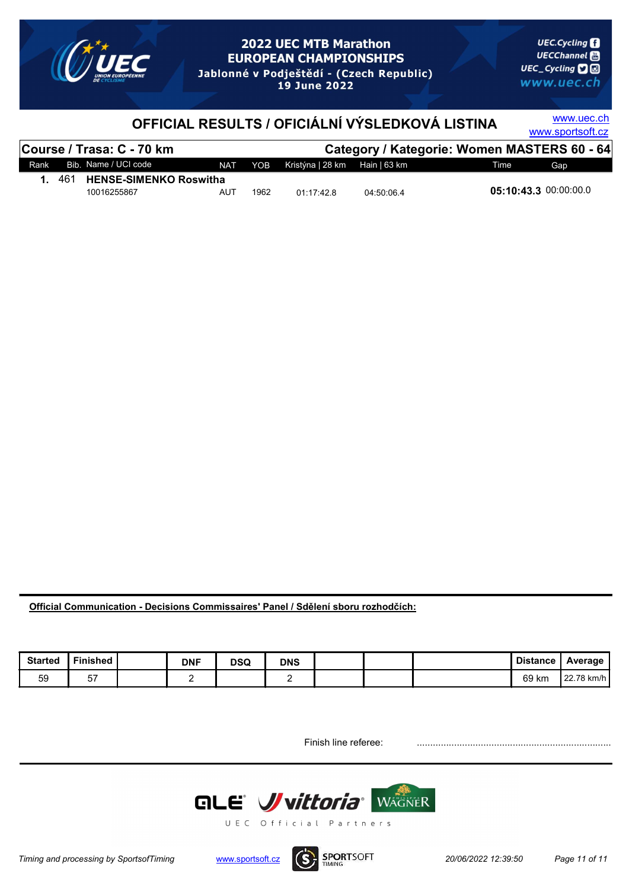# 2022 UEC MTB Marathon EUROPEAN CHAMPIONSHIPS

Jablonné v Podještědí - (Czech Republic)
19 June 2022

UEC.Cycling
UECChannel
UEC_Cycling
www.uec.ch

## OFFICIAL RESULTS / OFICIÁLNÍ VÝSLEDKOVÁ LISTINA

www.uec.ch
www.sportsoft.cz

**Course / Trasa: C - 70 km** **Category / Kategorie: Women MASTERS 60 - 64**

| Rank | Bib. | Name / UCI code | NAT | YOB | Kristýna \| 28 km | Hain \| 63 km | Time | Gap |
|---|---|---|---|---|---|---|---|---|
| **1.** | 461 | **HENSE-SIMENKO Roswitha** 10016255867 | AUT | 1962 | 01:17:42.8 | 04:50:06.4 | **05:10:43.3** | 00:00:00.0 |

**Official Communication - Decisions Commissaires' Panel / Sdělení sboru rozhodčích:**

| Started | Finished | | DNF | DSQ | DNS | | | | Distance | Average |
|---|---|---|---|---|---|---|---|---|---|---|
| 59 | 57 | | 2 | | 2 | | | | 69 km | 22.78 km/h |

Finish line referee: ........................................................................

UEC Official Partners

*Timing and processing by SportsofTiming* www.sportsoft.cz *20/06/2022 12:39:50*